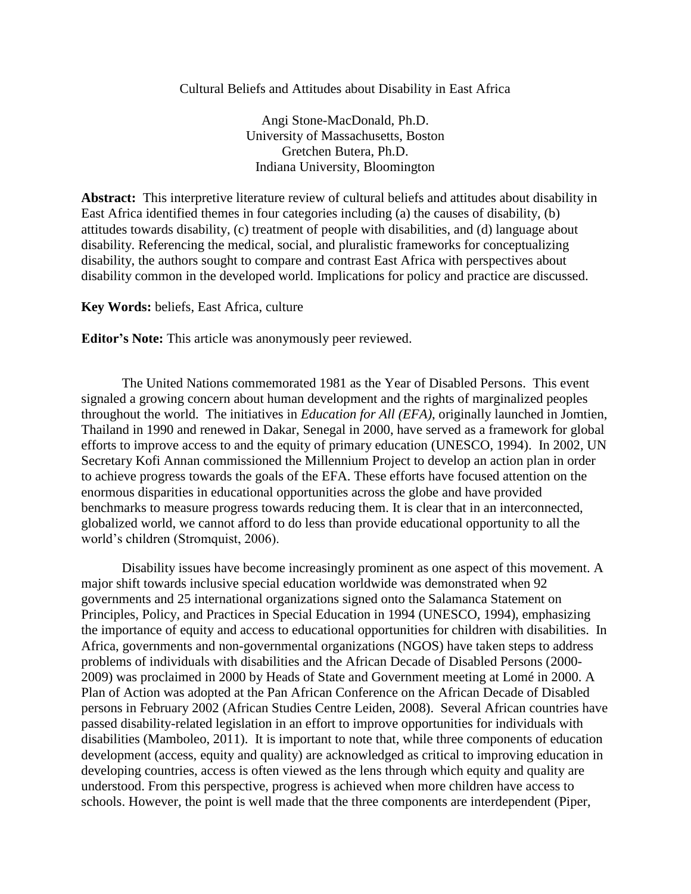# Cultural Beliefs and Attitudes about Disability in East Africa

Angi Stone-MacDonald, Ph.D.
University of Massachusetts, Boston
Gretchen Butera, Ph.D.
Indiana University, Bloomington

**Abstract:** This interpretive literature review of cultural beliefs and attitudes about disability in East Africa identified themes in four categories including (a) the causes of disability, (b) attitudes towards disability, (c) treatment of people with disabilities, and (d) language about disability. Referencing the medical, social, and pluralistic frameworks for conceptualizing disability, the authors sought to compare and contrast East Africa with perspectives about disability common in the developed world. Implications for policy and practice are discussed.

**Key Words:** beliefs, East Africa, culture

**Editor's Note:** This article was anonymously peer reviewed.

The United Nations commemorated 1981 as the Year of Disabled Persons. This event signaled a growing concern about human development and the rights of marginalized peoples throughout the world. The initiatives in *Education for All (EFA)*, originally launched in Jomtien, Thailand in 1990 and renewed in Dakar, Senegal in 2000, have served as a framework for global efforts to improve access to and the equity of primary education (UNESCO, 1994). In 2002, UN Secretary Kofi Annan commissioned the Millennium Project to develop an action plan in order to achieve progress towards the goals of the EFA. These efforts have focused attention on the enormous disparities in educational opportunities across the globe and have provided benchmarks to measure progress towards reducing them. It is clear that in an interconnected, globalized world, we cannot afford to do less than provide educational opportunity to all the world's children (Stromquist, 2006).

Disability issues have become increasingly prominent as one aspect of this movement. A major shift towards inclusive special education worldwide was demonstrated when 92 governments and 25 international organizations signed onto the Salamanca Statement on Principles, Policy, and Practices in Special Education in 1994 (UNESCO, 1994), emphasizing the importance of equity and access to educational opportunities for children with disabilities. In Africa, governments and non-governmental organizations (NGOS) have taken steps to address problems of individuals with disabilities and the African Decade of Disabled Persons (2000-2009) was proclaimed in 2000 by Heads of State and Government meeting at Lomé in 2000. A Plan of Action was adopted at the Pan African Conference on the African Decade of Disabled persons in February 2002 (African Studies Centre Leiden, 2008). Several African countries have passed disability-related legislation in an effort to improve opportunities for individuals with disabilities (Mamboleo, 2011). It is important to note that, while three components of education development (access, equity and quality) are acknowledged as critical to improving education in developing countries, access is often viewed as the lens through which equity and quality are understood. From this perspective, progress is achieved when more children have access to schools. However, the point is well made that the three components are interdependent (Piper,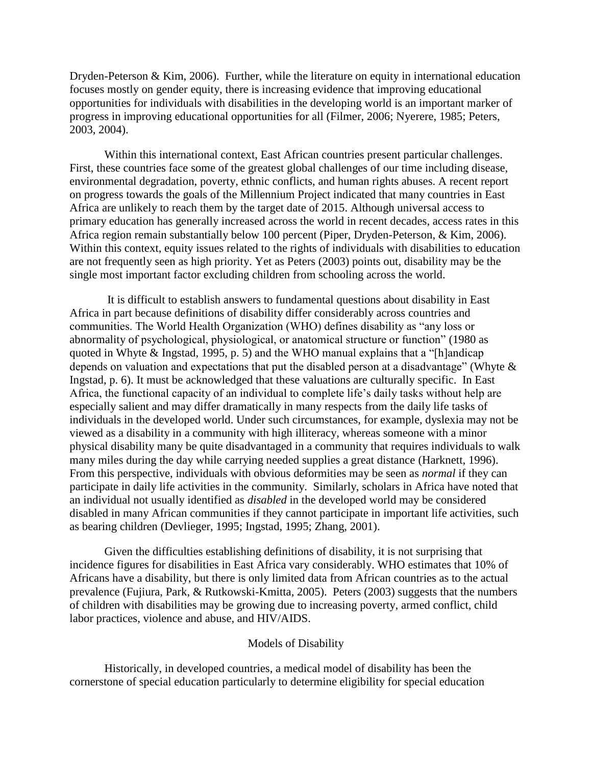Dryden-Peterson & Kim, 2006). Further, while the literature on equity in international education focuses mostly on gender equity, there is increasing evidence that improving educational opportunities for individuals with disabilities in the developing world is an important marker of progress in improving educational opportunities for all (Filmer, 2006; Nyerere, 1985; Peters, 2003, 2004).

Within this international context, East African countries present particular challenges. First, these countries face some of the greatest global challenges of our time including disease, environmental degradation, poverty, ethnic conflicts, and human rights abuses. A recent report on progress towards the goals of the Millennium Project indicated that many countries in East Africa are unlikely to reach them by the target date of 2015. Although universal access to primary education has generally increased across the world in recent decades, access rates in this Africa region remain substantially below 100 percent (Piper, Dryden-Peterson, & Kim, 2006). Within this context, equity issues related to the rights of individuals with disabilities to education are not frequently seen as high priority. Yet as Peters (2003) points out, disability may be the single most important factor excluding children from schooling across the world.

It is difficult to establish answers to fundamental questions about disability in East Africa in part because definitions of disability differ considerably across countries and communities. The World Health Organization (WHO) defines disability as "any loss or abnormality of psychological, physiological, or anatomical structure or function" (1980 as quoted in Whyte & Ingstad, 1995, p. 5) and the WHO manual explains that a "[h]andicap depends on valuation and expectations that put the disabled person at a disadvantage" (Whyte & Ingstad, p. 6). It must be acknowledged that these valuations are culturally specific. In East Africa, the functional capacity of an individual to complete life's daily tasks without help are especially salient and may differ dramatically in many respects from the daily life tasks of individuals in the developed world. Under such circumstances, for example, dyslexia may not be viewed as a disability in a community with high illiteracy, whereas someone with a minor physical disability many be quite disadvantaged in a community that requires individuals to walk many miles during the day while carrying needed supplies a great distance (Harknett, 1996). From this perspective, individuals with obvious deformities may be seen as *normal* if they can participate in daily life activities in the community. Similarly, scholars in Africa have noted that an individual not usually identified as *disabled* in the developed world may be considered disabled in many African communities if they cannot participate in important life activities, such as bearing children (Devlieger, 1995; Ingstad, 1995; Zhang, 2001).

Given the difficulties establishing definitions of disability, it is not surprising that incidence figures for disabilities in East Africa vary considerably. WHO estimates that 10% of Africans have a disability, but there is only limited data from African countries as to the actual prevalence (Fujiura, Park, & Rutkowski-Kmitta, 2005). Peters (2003) suggests that the numbers of children with disabilities may be growing due to increasing poverty, armed conflict, child labor practices, violence and abuse, and HIV/AIDS.

## Models of Disability

Historically, in developed countries, a medical model of disability has been the cornerstone of special education particularly to determine eligibility for special education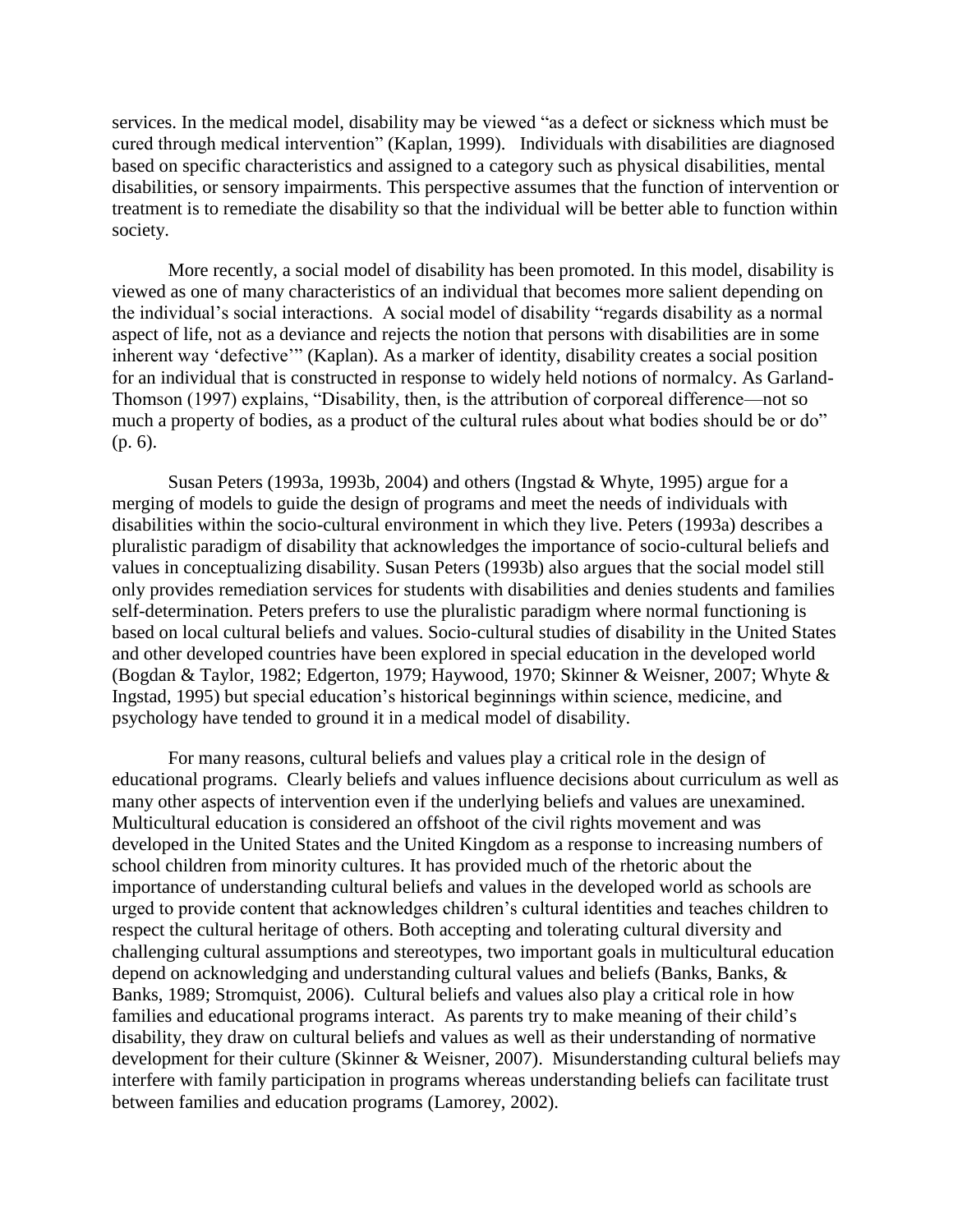services. In the medical model, disability may be viewed "as a defect or sickness which must be cured through medical intervention" (Kaplan, 1999). Individuals with disabilities are diagnosed based on specific characteristics and assigned to a category such as physical disabilities, mental disabilities, or sensory impairments. This perspective assumes that the function of intervention or treatment is to remediate the disability so that the individual will be better able to function within society.

More recently, a social model of disability has been promoted. In this model, disability is viewed as one of many characteristics of an individual that becomes more salient depending on the individual's social interactions. A social model of disability "regards disability as a normal aspect of life, not as a deviance and rejects the notion that persons with disabilities are in some inherent way 'defective'" (Kaplan). As a marker of identity, disability creates a social position for an individual that is constructed in response to widely held notions of normalcy. As Garland-Thomson (1997) explains, "Disability, then, is the attribution of corporeal difference—not so much a property of bodies, as a product of the cultural rules about what bodies should be or do" (p. 6).

Susan Peters (1993a, 1993b, 2004) and others (Ingstad & Whyte, 1995) argue for a merging of models to guide the design of programs and meet the needs of individuals with disabilities within the socio-cultural environment in which they live. Peters (1993a) describes a pluralistic paradigm of disability that acknowledges the importance of socio-cultural beliefs and values in conceptualizing disability. Susan Peters (1993b) also argues that the social model still only provides remediation services for students with disabilities and denies students and families self-determination. Peters prefers to use the pluralistic paradigm where normal functioning is based on local cultural beliefs and values. Socio-cultural studies of disability in the United States and other developed countries have been explored in special education in the developed world (Bogdan & Taylor, 1982; Edgerton, 1979; Haywood, 1970; Skinner & Weisner, 2007; Whyte & Ingstad, 1995) but special education's historical beginnings within science, medicine, and psychology have tended to ground it in a medical model of disability.

For many reasons, cultural beliefs and values play a critical role in the design of educational programs. Clearly beliefs and values influence decisions about curriculum as well as many other aspects of intervention even if the underlying beliefs and values are unexamined. Multicultural education is considered an offshoot of the civil rights movement and was developed in the United States and the United Kingdom as a response to increasing numbers of school children from minority cultures. It has provided much of the rhetoric about the importance of understanding cultural beliefs and values in the developed world as schools are urged to provide content that acknowledges children's cultural identities and teaches children to respect the cultural heritage of others. Both accepting and tolerating cultural diversity and challenging cultural assumptions and stereotypes, two important goals in multicultural education depend on acknowledging and understanding cultural values and beliefs (Banks, Banks, & Banks, 1989; Stromquist, 2006). Cultural beliefs and values also play a critical role in how families and educational programs interact. As parents try to make meaning of their child's disability, they draw on cultural beliefs and values as well as their understanding of normative development for their culture (Skinner & Weisner, 2007). Misunderstanding cultural beliefs may interfere with family participation in programs whereas understanding beliefs can facilitate trust between families and education programs (Lamorey, 2002).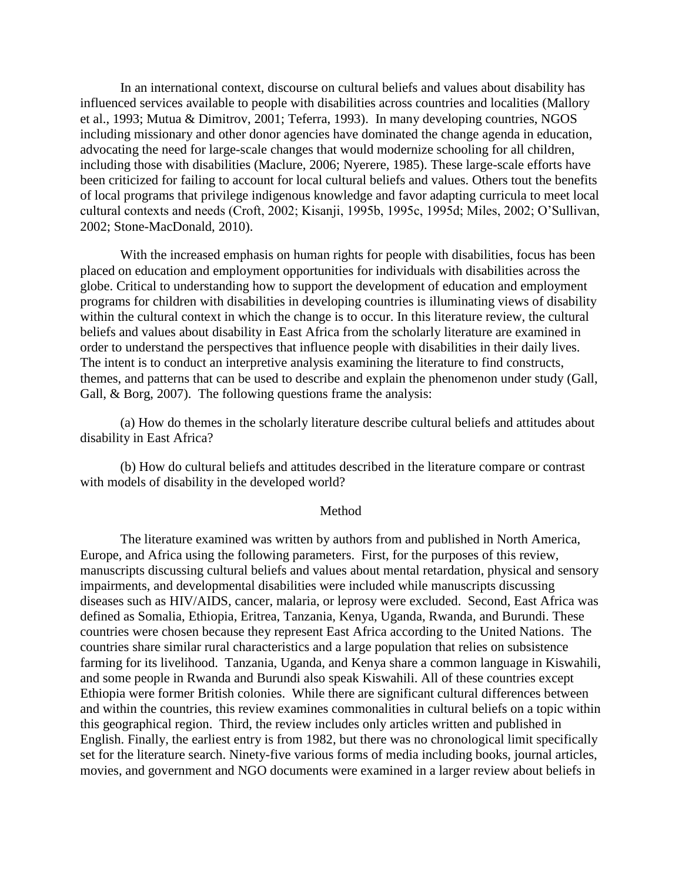In an international context, discourse on cultural beliefs and values about disability has influenced services available to people with disabilities across countries and localities (Mallory et al., 1993; Mutua & Dimitrov, 2001; Teferra, 1993). In many developing countries, NGOS including missionary and other donor agencies have dominated the change agenda in education, advocating the need for large-scale changes that would modernize schooling for all children, including those with disabilities (Maclure, 2006; Nyerere, 1985). These large-scale efforts have been criticized for failing to account for local cultural beliefs and values. Others tout the benefits of local programs that privilege indigenous knowledge and favor adapting curricula to meet local cultural contexts and needs (Croft, 2002; Kisanji, 1995b, 1995c, 1995d; Miles, 2002; O'Sullivan, 2002; Stone-MacDonald, 2010).

With the increased emphasis on human rights for people with disabilities, focus has been placed on education and employment opportunities for individuals with disabilities across the globe. Critical to understanding how to support the development of education and employment programs for children with disabilities in developing countries is illuminating views of disability within the cultural context in which the change is to occur. In this literature review, the cultural beliefs and values about disability in East Africa from the scholarly literature are examined in order to understand the perspectives that influence people with disabilities in their daily lives. The intent is to conduct an interpretive analysis examining the literature to find constructs, themes, and patterns that can be used to describe and explain the phenomenon under study (Gall, Gall, & Borg, 2007). The following questions frame the analysis:

(a) How do themes in the scholarly literature describe cultural beliefs and attitudes about disability in East Africa?

(b) How do cultural beliefs and attitudes described in the literature compare or contrast with models of disability in the developed world?

## Method

The literature examined was written by authors from and published in North America, Europe, and Africa using the following parameters. First, for the purposes of this review, manuscripts discussing cultural beliefs and values about mental retardation, physical and sensory impairments, and developmental disabilities were included while manuscripts discussing diseases such as HIV/AIDS, cancer, malaria, or leprosy were excluded. Second, East Africa was defined as Somalia, Ethiopia, Eritrea, Tanzania, Kenya, Uganda, Rwanda, and Burundi. These countries were chosen because they represent East Africa according to the United Nations. The countries share similar rural characteristics and a large population that relies on subsistence farming for its livelihood. Tanzania, Uganda, and Kenya share a common language in Kiswahili, and some people in Rwanda and Burundi also speak Kiswahili. All of these countries except Ethiopia were former British colonies. While there are significant cultural differences between and within the countries, this review examines commonalities in cultural beliefs on a topic within this geographical region. Third, the review includes only articles written and published in English. Finally, the earliest entry is from 1982, but there was no chronological limit specifically set for the literature search. Ninety-five various forms of media including books, journal articles, movies, and government and NGO documents were examined in a larger review about beliefs in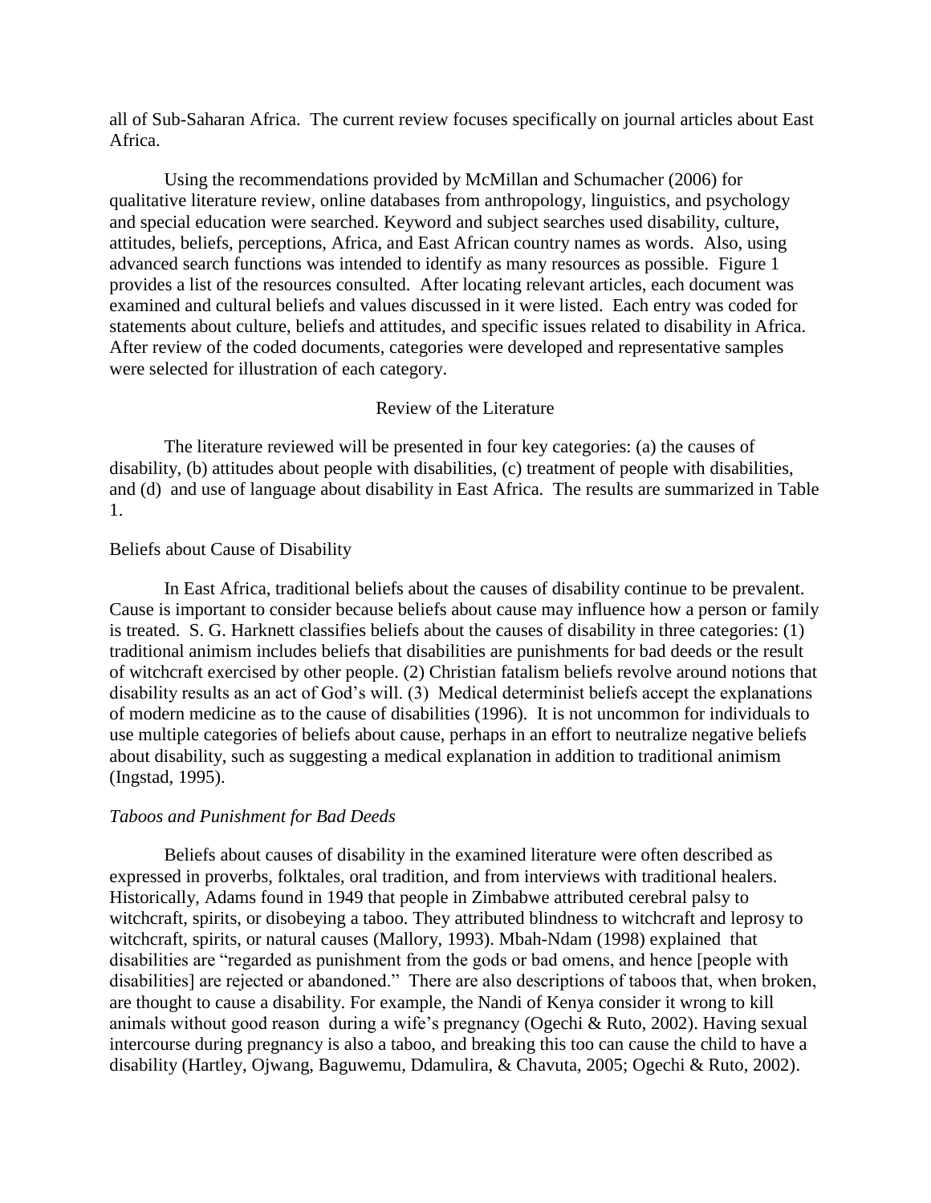all of Sub-Saharan Africa. The current review focuses specifically on journal articles about East Africa.

Using the recommendations provided by McMillan and Schumacher (2006) for qualitative literature review, online databases from anthropology, linguistics, and psychology and special education were searched. Keyword and subject searches used disability, culture, attitudes, beliefs, perceptions, Africa, and East African country names as words. Also, using advanced search functions was intended to identify as many resources as possible. Figure 1 provides a list of the resources consulted. After locating relevant articles, each document was examined and cultural beliefs and values discussed in it were listed. Each entry was coded for statements about culture, beliefs and attitudes, and specific issues related to disability in Africa. After review of the coded documents, categories were developed and representative samples were selected for illustration of each category.

## Review of the Literature

The literature reviewed will be presented in four key categories: (a) the causes of disability, (b) attitudes about people with disabilities, (c) treatment of people with disabilities, and (d) and use of language about disability in East Africa. The results are summarized in Table 1.

### Beliefs about Cause of Disability

In East Africa, traditional beliefs about the causes of disability continue to be prevalent. Cause is important to consider because beliefs about cause may influence how a person or family is treated. S. G. Harknett classifies beliefs about the causes of disability in three categories: (1) traditional animism includes beliefs that disabilities are punishments for bad deeds or the result of witchcraft exercised by other people. (2) Christian fatalism beliefs revolve around notions that disability results as an act of God's will. (3) Medical determinist beliefs accept the explanations of modern medicine as to the cause of disabilities (1996). It is not uncommon for individuals to use multiple categories of beliefs about cause, perhaps in an effort to neutralize negative beliefs about disability, such as suggesting a medical explanation in addition to traditional animism (Ingstad, 1995).

#### *Taboos and Punishment for Bad Deeds*

Beliefs about causes of disability in the examined literature were often described as expressed in proverbs, folktales, oral tradition, and from interviews with traditional healers. Historically, Adams found in 1949 that people in Zimbabwe attributed cerebral palsy to witchcraft, spirits, or disobeying a taboo. They attributed blindness to witchcraft and leprosy to witchcraft, spirits, or natural causes (Mallory, 1993). Mbah-Ndam (1998) explained that disabilities are "regarded as punishment from the gods or bad omens, and hence [people with disabilities] are rejected or abandoned." There are also descriptions of taboos that, when broken, are thought to cause a disability. For example, the Nandi of Kenya consider it wrong to kill animals without good reason during a wife's pregnancy (Ogechi & Ruto, 2002). Having sexual intercourse during pregnancy is also a taboo, and breaking this too can cause the child to have a disability (Hartley, Ojwang, Baguwemu, Ddamulira, & Chavuta, 2005; Ogechi & Ruto, 2002).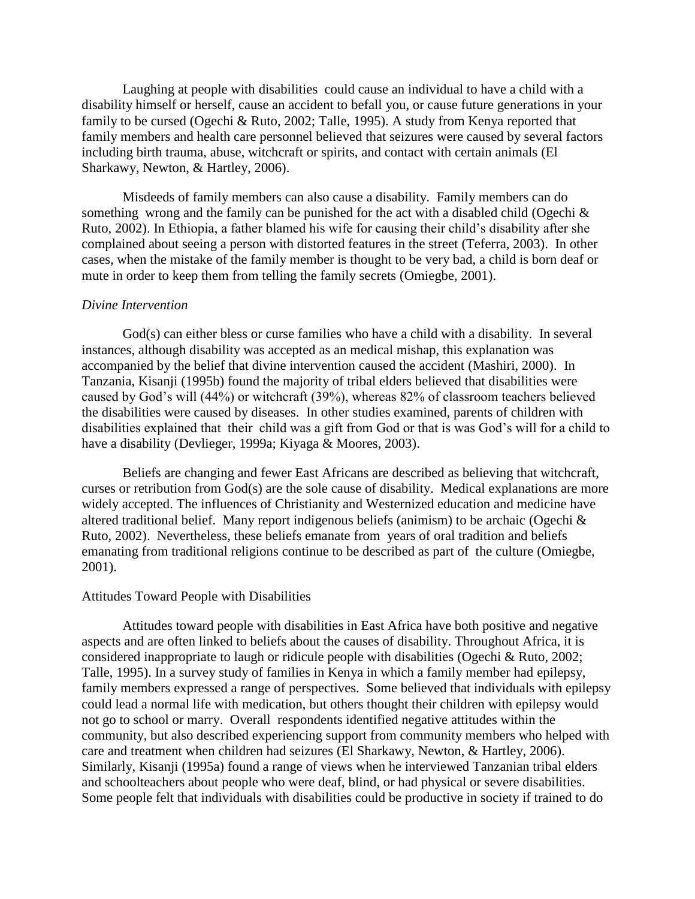Laughing at people with disabilities could cause an individual to have a child with a disability himself or herself, cause an accident to befall you, or cause future generations in your family to be cursed (Ogechi & Ruto, 2002; Talle, 1995). A study from Kenya reported that family members and health care personnel believed that seizures were caused by several factors including birth trauma, abuse, witchcraft or spirits, and contact with certain animals (El Sharkawy, Newton, & Hartley, 2006).

Misdeeds of family members can also cause a disability. Family members can do something wrong and the family can be punished for the act with a disabled child (Ogechi & Ruto, 2002). In Ethiopia, a father blamed his wife for causing their child's disability after she complained about seeing a person with distorted features in the street (Teferra, 2003). In other cases, when the mistake of the family member is thought to be very bad, a child is born deaf or mute in order to keep them from telling the family secrets (Omiegbe, 2001).

*Divine Intervention*

God(s) can either bless or curse families who have a child with a disability. In several instances, although disability was accepted as an medical mishap, this explanation was accompanied by the belief that divine intervention caused the accident (Mashiri, 2000). In Tanzania, Kisanji (1995b) found the majority of tribal elders believed that disabilities were caused by God's will (44%) or witchcraft (39%), whereas 82% of classroom teachers believed the disabilities were caused by diseases. In other studies examined, parents of children with disabilities explained that their child was a gift from God or that is was God's will for a child to have a disability (Devlieger, 1999a; Kiyaga & Moores, 2003).

Beliefs are changing and fewer East Africans are described as believing that witchcraft, curses or retribution from God(s) are the sole cause of disability. Medical explanations are more widely accepted. The influences of Christianity and Westernized education and medicine have altered traditional belief. Many report indigenous beliefs (animism) to be archaic (Ogechi & Ruto, 2002). Nevertheless, these beliefs emanate from years of oral tradition and beliefs emanating from traditional religions continue to be described as part of the culture (Omiegbe, 2001).

## Attitudes Toward People with Disabilities

Attitudes toward people with disabilities in East Africa have both positive and negative aspects and are often linked to beliefs about the causes of disability. Throughout Africa, it is considered inappropriate to laugh or ridicule people with disabilities (Ogechi & Ruto, 2002; Talle, 1995). In a survey study of families in Kenya in which a family member had epilepsy, family members expressed a range of perspectives. Some believed that individuals with epilepsy could lead a normal life with medication, but others thought their children with epilepsy would not go to school or marry. Overall respondents identified negative attitudes within the community, but also described experiencing support from community members who helped with care and treatment when children had seizures (El Sharkawy, Newton, & Hartley, 2006). Similarly, Kisanji (1995a) found a range of views when he interviewed Tanzanian tribal elders and schoolteachers about people who were deaf, blind, or had physical or severe disabilities. Some people felt that individuals with disabilities could be productive in society if trained to do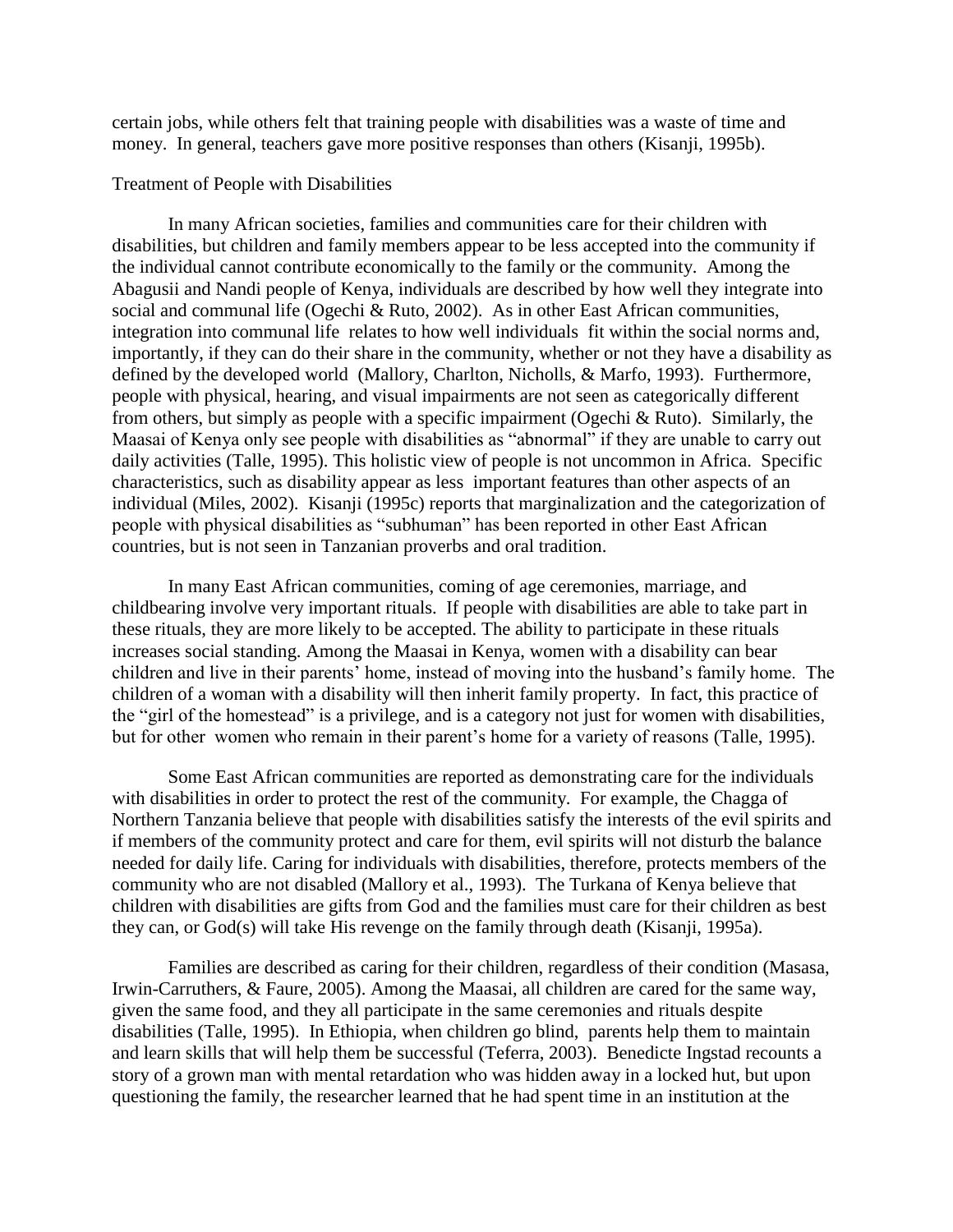certain jobs, while others felt that training people with disabilities was a waste of time and money. In general, teachers gave more positive responses than others (Kisanji, 1995b).

## Treatment of People with Disabilities

In many African societies, families and communities care for their children with disabilities, but children and family members appear to be less accepted into the community if the individual cannot contribute economically to the family or the community. Among the Abagusii and Nandi people of Kenya, individuals are described by how well they integrate into social and communal life (Ogechi & Ruto, 2002). As in other East African communities, integration into communal life relates to how well individuals fit within the social norms and, importantly, if they can do their share in the community, whether or not they have a disability as defined by the developed world (Mallory, Charlton, Nicholls, & Marfo, 1993). Furthermore, people with physical, hearing, and visual impairments are not seen as categorically different from others, but simply as people with a specific impairment (Ogechi & Ruto). Similarly, the Maasai of Kenya only see people with disabilities as "abnormal" if they are unable to carry out daily activities (Talle, 1995). This holistic view of people is not uncommon in Africa. Specific characteristics, such as disability appear as less important features than other aspects of an individual (Miles, 2002). Kisanji (1995c) reports that marginalization and the categorization of people with physical disabilities as "subhuman" has been reported in other East African countries, but is not seen in Tanzanian proverbs and oral tradition.

In many East African communities, coming of age ceremonies, marriage, and childbearing involve very important rituals. If people with disabilities are able to take part in these rituals, they are more likely to be accepted. The ability to participate in these rituals increases social standing. Among the Maasai in Kenya, women with a disability can bear children and live in their parents' home, instead of moving into the husband's family home. The children of a woman with a disability will then inherit family property. In fact, this practice of the "girl of the homestead" is a privilege, and is a category not just for women with disabilities, but for other women who remain in their parent's home for a variety of reasons (Talle, 1995).

Some East African communities are reported as demonstrating care for the individuals with disabilities in order to protect the rest of the community. For example, the Chagga of Northern Tanzania believe that people with disabilities satisfy the interests of the evil spirits and if members of the community protect and care for them, evil spirits will not disturb the balance needed for daily life. Caring for individuals with disabilities, therefore, protects members of the community who are not disabled (Mallory et al., 1993). The Turkana of Kenya believe that children with disabilities are gifts from God and the families must care for their children as best they can, or God(s) will take His revenge on the family through death (Kisanji, 1995a).

Families are described as caring for their children, regardless of their condition (Masasa, Irwin-Carruthers, & Faure, 2005). Among the Maasai, all children are cared for the same way, given the same food, and they all participate in the same ceremonies and rituals despite disabilities (Talle, 1995). In Ethiopia, when children go blind, parents help them to maintain and learn skills that will help them be successful (Teferra, 2003). Benedicte Ingstad recounts a story of a grown man with mental retardation who was hidden away in a locked hut, but upon questioning the family, the researcher learned that he had spent time in an institution at the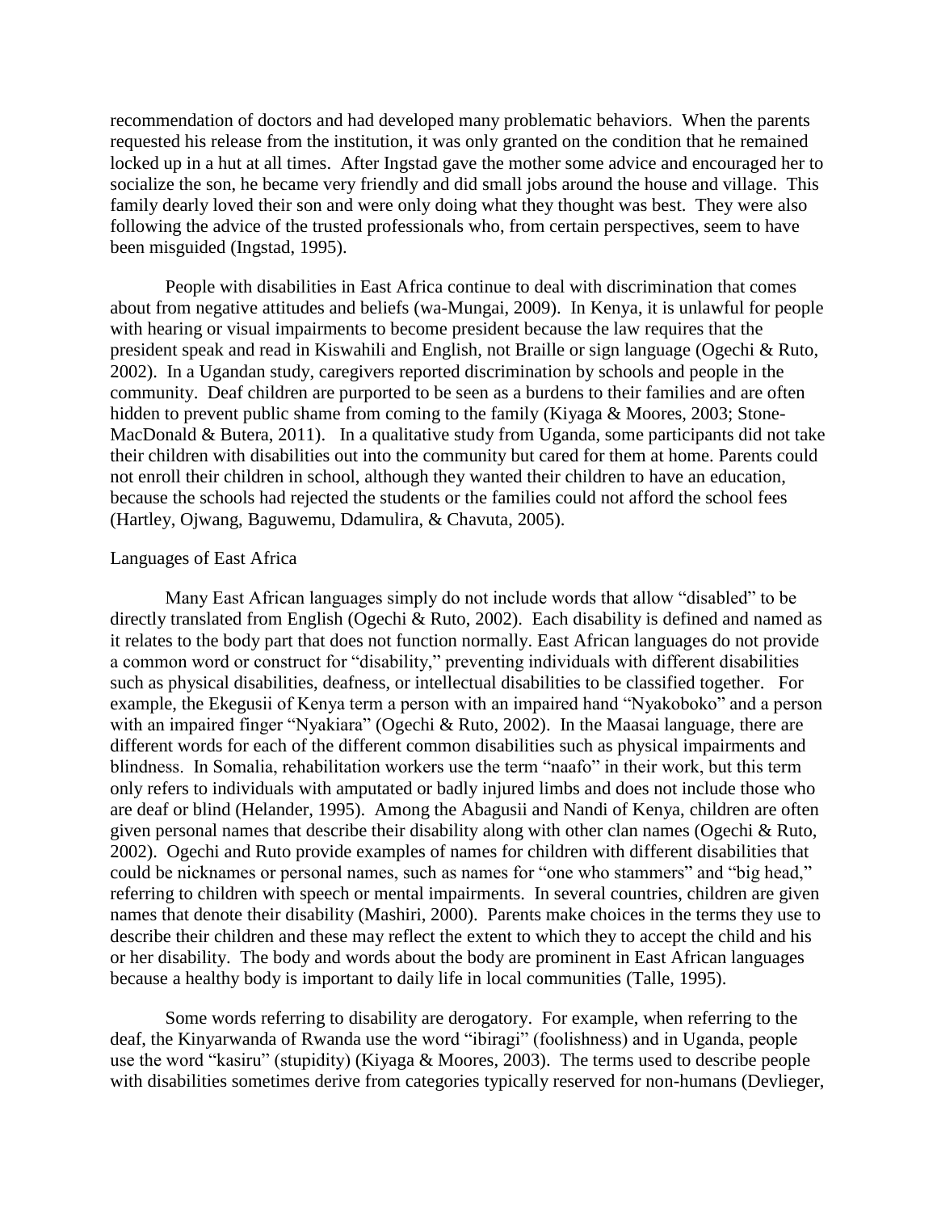recommendation of doctors and had developed many problematic behaviors. When the parents requested his release from the institution, it was only granted on the condition that he remained locked up in a hut at all times. After Ingstad gave the mother some advice and encouraged her to socialize the son, he became very friendly and did small jobs around the house and village. This family dearly loved their son and were only doing what they thought was best. They were also following the advice of the trusted professionals who, from certain perspectives, seem to have been misguided (Ingstad, 1995).

People with disabilities in East Africa continue to deal with discrimination that comes about from negative attitudes and beliefs (wa-Mungai, 2009). In Kenya, it is unlawful for people with hearing or visual impairments to become president because the law requires that the president speak and read in Kiswahili and English, not Braille or sign language (Ogechi & Ruto, 2002). In a Ugandan study, caregivers reported discrimination by schools and people in the community. Deaf children are purported to be seen as a burdens to their families and are often hidden to prevent public shame from coming to the family (Kiyaga & Moores, 2003; Stone-MacDonald & Butera, 2011). In a qualitative study from Uganda, some participants did not take their children with disabilities out into the community but cared for them at home. Parents could not enroll their children in school, although they wanted their children to have an education, because the schools had rejected the students or the families could not afford the school fees (Hartley, Ojwang, Baguwemu, Ddamulira, & Chavuta, 2005).

## Languages of East Africa

Many East African languages simply do not include words that allow "disabled" to be directly translated from English (Ogechi & Ruto, 2002). Each disability is defined and named as it relates to the body part that does not function normally. East African languages do not provide a common word or construct for "disability," preventing individuals with different disabilities such as physical disabilities, deafness, or intellectual disabilities to be classified together. For example, the Ekegusii of Kenya term a person with an impaired hand "Nyakoboko" and a person with an impaired finger "Nyakiara" (Ogechi & Ruto, 2002). In the Maasai language, there are different words for each of the different common disabilities such as physical impairments and blindness. In Somalia, rehabilitation workers use the term "naafo" in their work, but this term only refers to individuals with amputated or badly injured limbs and does not include those who are deaf or blind (Helander, 1995). Among the Abagusii and Nandi of Kenya, children are often given personal names that describe their disability along with other clan names (Ogechi & Ruto, 2002). Ogechi and Ruto provide examples of names for children with different disabilities that could be nicknames or personal names, such as names for "one who stammers" and "big head," referring to children with speech or mental impairments. In several countries, children are given names that denote their disability (Mashiri, 2000). Parents make choices in the terms they use to describe their children and these may reflect the extent to which they to accept the child and his or her disability. The body and words about the body are prominent in East African languages because a healthy body is important to daily life in local communities (Talle, 1995).

Some words referring to disability are derogatory. For example, when referring to the deaf, the Kinyarwanda of Rwanda use the word "ibiragi" (foolishness) and in Uganda, people use the word "kasiru" (stupidity) (Kiyaga & Moores, 2003). The terms used to describe people with disabilities sometimes derive from categories typically reserved for non-humans (Devlieger,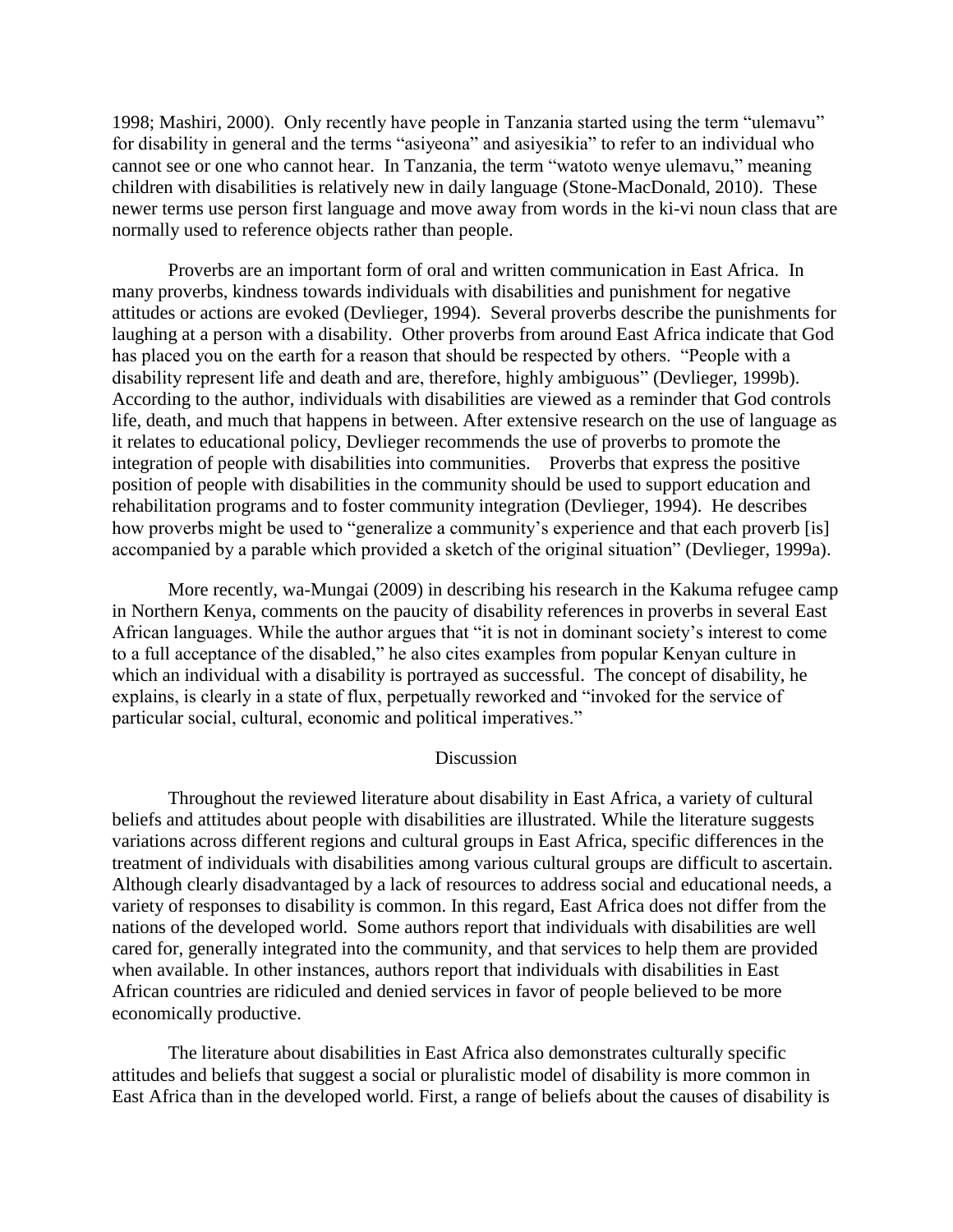1998; Mashiri, 2000). Only recently have people in Tanzania started using the term "ulemavu" for disability in general and the terms "asiyeona" and asiyesikia" to refer to an individual who cannot see or one who cannot hear. In Tanzania, the term "watoto wenye ulemavu," meaning children with disabilities is relatively new in daily language (Stone-MacDonald, 2010). These newer terms use person first language and move away from words in the ki-vi noun class that are normally used to reference objects rather than people.

Proverbs are an important form of oral and written communication in East Africa. In many proverbs, kindness towards individuals with disabilities and punishment for negative attitudes or actions are evoked (Devlieger, 1994). Several proverbs describe the punishments for laughing at a person with a disability. Other proverbs from around East Africa indicate that God has placed you on the earth for a reason that should be respected by others. "People with a disability represent life and death and are, therefore, highly ambiguous" (Devlieger, 1999b). According to the author, individuals with disabilities are viewed as a reminder that God controls life, death, and much that happens in between. After extensive research on the use of language as it relates to educational policy, Devlieger recommends the use of proverbs to promote the integration of people with disabilities into communities. Proverbs that express the positive position of people with disabilities in the community should be used to support education and rehabilitation programs and to foster community integration (Devlieger, 1994). He describes how proverbs might be used to "generalize a community's experience and that each proverb [is] accompanied by a parable which provided a sketch of the original situation" (Devlieger, 1999a).

More recently, wa-Mungai (2009) in describing his research in the Kakuma refugee camp in Northern Kenya, comments on the paucity of disability references in proverbs in several East African languages. While the author argues that "it is not in dominant society's interest to come to a full acceptance of the disabled," he also cites examples from popular Kenyan culture in which an individual with a disability is portrayed as successful. The concept of disability, he explains, is clearly in a state of flux, perpetually reworked and "invoked for the service of particular social, cultural, economic and political imperatives."

## Discussion

Throughout the reviewed literature about disability in East Africa, a variety of cultural beliefs and attitudes about people with disabilities are illustrated. While the literature suggests variations across different regions and cultural groups in East Africa, specific differences in the treatment of individuals with disabilities among various cultural groups are difficult to ascertain. Although clearly disadvantaged by a lack of resources to address social and educational needs, a variety of responses to disability is common. In this regard, East Africa does not differ from the nations of the developed world. Some authors report that individuals with disabilities are well cared for, generally integrated into the community, and that services to help them are provided when available. In other instances, authors report that individuals with disabilities in East African countries are ridiculed and denied services in favor of people believed to be more economically productive.

The literature about disabilities in East Africa also demonstrates culturally specific attitudes and beliefs that suggest a social or pluralistic model of disability is more common in East Africa than in the developed world. First, a range of beliefs about the causes of disability is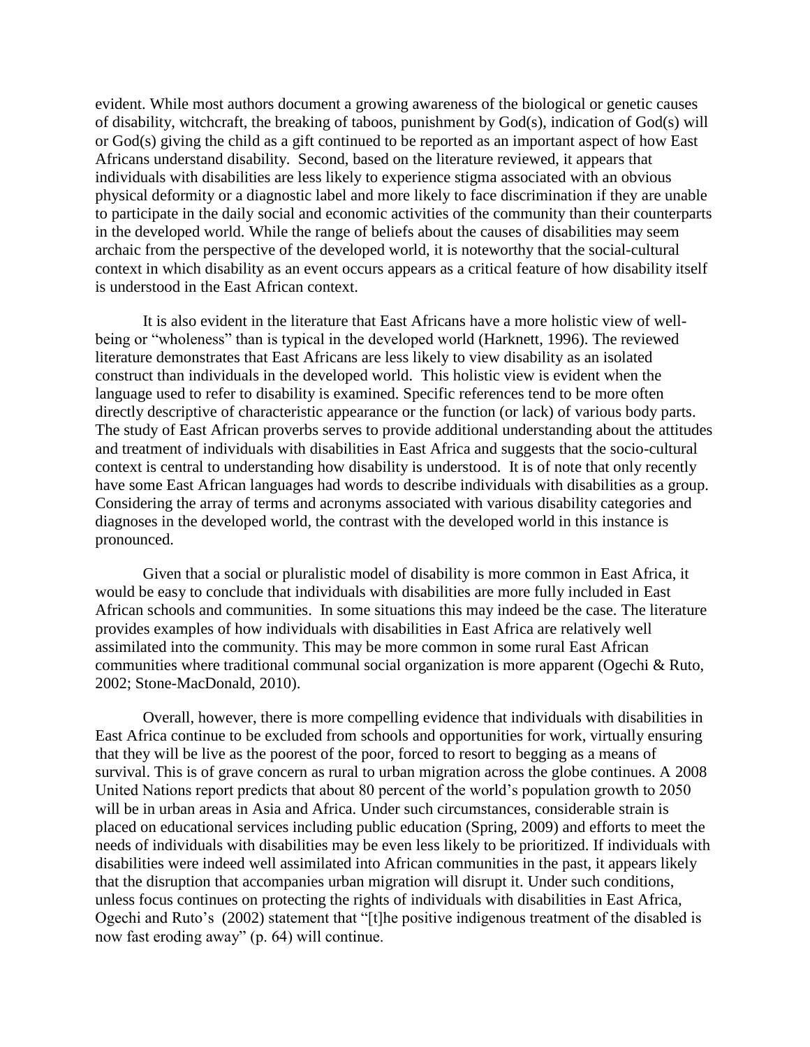evident. While most authors document a growing awareness of the biological or genetic causes of disability, witchcraft, the breaking of taboos, punishment by God(s), indication of God(s) will or God(s) giving the child as a gift continued to be reported as an important aspect of how East Africans understand disability. Second, based on the literature reviewed, it appears that individuals with disabilities are less likely to experience stigma associated with an obvious physical deformity or a diagnostic label and more likely to face discrimination if they are unable to participate in the daily social and economic activities of the community than their counterparts in the developed world. While the range of beliefs about the causes of disabilities may seem archaic from the perspective of the developed world, it is noteworthy that the social-cultural context in which disability as an event occurs appears as a critical feature of how disability itself is understood in the East African context.

It is also evident in the literature that East Africans have a more holistic view of well-being or "wholeness" than is typical in the developed world (Harknett, 1996). The reviewed literature demonstrates that East Africans are less likely to view disability as an isolated construct than individuals in the developed world. This holistic view is evident when the language used to refer to disability is examined. Specific references tend to be more often directly descriptive of characteristic appearance or the function (or lack) of various body parts. The study of East African proverbs serves to provide additional understanding about the attitudes and treatment of individuals with disabilities in East Africa and suggests that the socio-cultural context is central to understanding how disability is understood. It is of note that only recently have some East African languages had words to describe individuals with disabilities as a group. Considering the array of terms and acronyms associated with various disability categories and diagnoses in the developed world, the contrast with the developed world in this instance is pronounced.

Given that a social or pluralistic model of disability is more common in East Africa, it would be easy to conclude that individuals with disabilities are more fully included in East African schools and communities. In some situations this may indeed be the case. The literature provides examples of how individuals with disabilities in East Africa are relatively well assimilated into the community. This may be more common in some rural East African communities where traditional communal social organization is more apparent (Ogechi & Ruto, 2002; Stone-MacDonald, 2010).

Overall, however, there is more compelling evidence that individuals with disabilities in East Africa continue to be excluded from schools and opportunities for work, virtually ensuring that they will be live as the poorest of the poor, forced to resort to begging as a means of survival. This is of grave concern as rural to urban migration across the globe continues. A 2008 United Nations report predicts that about 80 percent of the world's population growth to 2050 will be in urban areas in Asia and Africa. Under such circumstances, considerable strain is placed on educational services including public education (Spring, 2009) and efforts to meet the needs of individuals with disabilities may be even less likely to be prioritized. If individuals with disabilities were indeed well assimilated into African communities in the past, it appears likely that the disruption that accompanies urban migration will disrupt it. Under such conditions, unless focus continues on protecting the rights of individuals with disabilities in East Africa, Ogechi and Ruto's (2002) statement that "[t]he positive indigenous treatment of the disabled is now fast eroding away" (p. 64) will continue.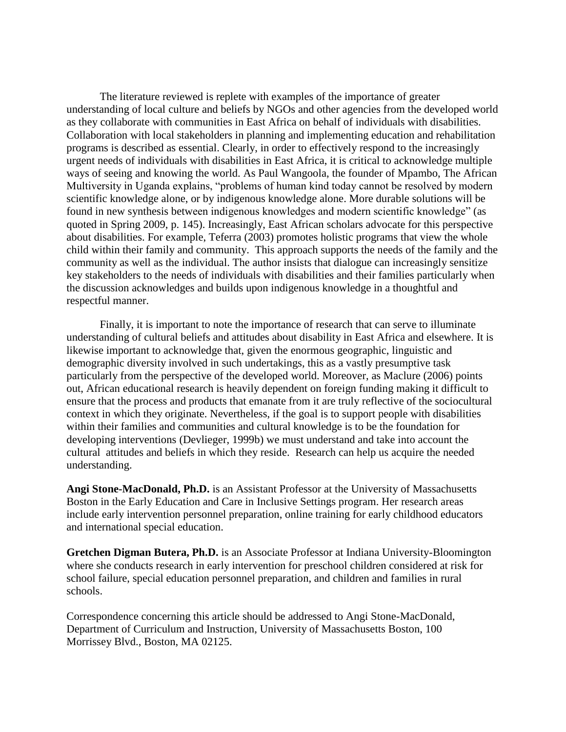The literature reviewed is replete with examples of the importance of greater understanding of local culture and beliefs by NGOs and other agencies from the developed world as they collaborate with communities in East Africa on behalf of individuals with disabilities. Collaboration with local stakeholders in planning and implementing education and rehabilitation programs is described as essential. Clearly, in order to effectively respond to the increasingly urgent needs of individuals with disabilities in East Africa, it is critical to acknowledge multiple ways of seeing and knowing the world. As Paul Wangoola, the founder of Mpambo, The African Multiversity in Uganda explains, "problems of human kind today cannot be resolved by modern scientific knowledge alone, or by indigenous knowledge alone. More durable solutions will be found in new synthesis between indigenous knowledges and modern scientific knowledge" (as quoted in Spring 2009, p. 145). Increasingly, East African scholars advocate for this perspective about disabilities. For example, Teferra (2003) promotes holistic programs that view the whole child within their family and community. This approach supports the needs of the family and the community as well as the individual. The author insists that dialogue can increasingly sensitize key stakeholders to the needs of individuals with disabilities and their families particularly when the discussion acknowledges and builds upon indigenous knowledge in a thoughtful and respectful manner.

Finally, it is important to note the importance of research that can serve to illuminate understanding of cultural beliefs and attitudes about disability in East Africa and elsewhere. It is likewise important to acknowledge that, given the enormous geographic, linguistic and demographic diversity involved in such undertakings, this as a vastly presumptive task particularly from the perspective of the developed world. Moreover, as Maclure (2006) points out, African educational research is heavily dependent on foreign funding making it difficult to ensure that the process and products that emanate from it are truly reflective of the sociocultural context in which they originate. Nevertheless, if the goal is to support people with disabilities within their families and communities and cultural knowledge is to be the foundation for developing interventions (Devlieger, 1999b) we must understand and take into account the cultural attitudes and beliefs in which they reside. Research can help us acquire the needed understanding.

**Angi Stone-MacDonald, Ph.D.** is an Assistant Professor at the University of Massachusetts Boston in the Early Education and Care in Inclusive Settings program. Her research areas include early intervention personnel preparation, online training for early childhood educators and international special education.

**Gretchen Digman Butera, Ph.D.** is an Associate Professor at Indiana University-Bloomington where she conducts research in early intervention for preschool children considered at risk for school failure, special education personnel preparation, and children and families in rural schools.

Correspondence concerning this article should be addressed to Angi Stone-MacDonald, Department of Curriculum and Instruction, University of Massachusetts Boston, 100 Morrissey Blvd., Boston, MA 02125.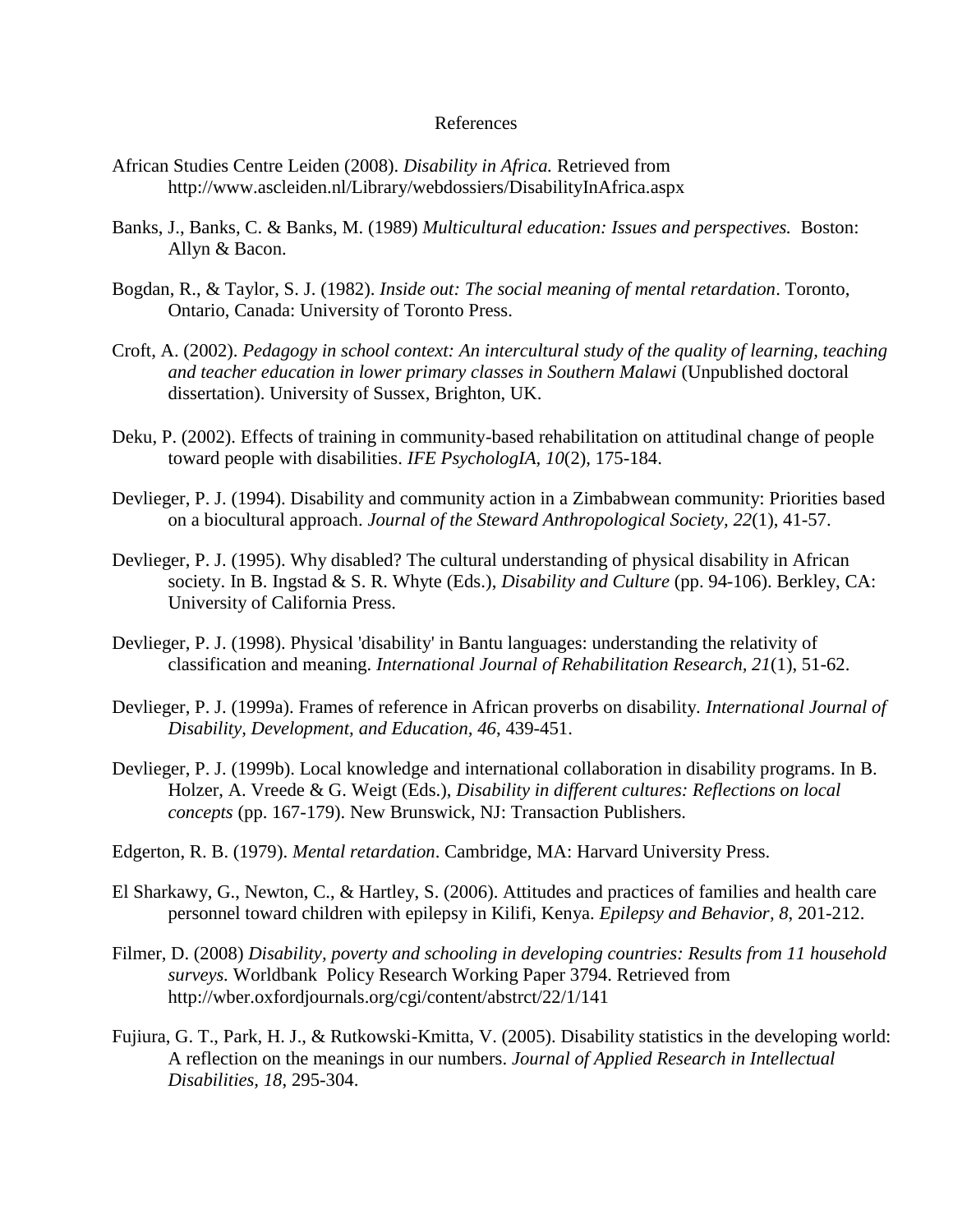# References

African Studies Centre Leiden (2008). *Disability in Africa.* Retrieved from http://www.ascleiden.nl/Library/webdossiers/DisabilityInAfrica.aspx

Banks, J., Banks, C. & Banks, M. (1989) *Multicultural education: Issues and perspectives.* Boston: Allyn & Bacon.

Bogdan, R., & Taylor, S. J. (1982). *Inside out: The social meaning of mental retardation*. Toronto, Ontario, Canada: University of Toronto Press.

Croft, A. (2002). *Pedagogy in school context: An intercultural study of the quality of learning, teaching and teacher education in lower primary classes in Southern Malawi* (Unpublished doctoral dissertation). University of Sussex, Brighton, UK.

Deku, P. (2002). Effects of training in community-based rehabilitation on attitudinal change of people toward people with disabilities. *IFE PsychologIA, 10*(2), 175-184.

Devlieger, P. J. (1994). Disability and community action in a Zimbabwean community: Priorities based on a biocultural approach. *Journal of the Steward Anthropological Society, 22*(1), 41-57.

Devlieger, P. J. (1995). Why disabled? The cultural understanding of physical disability in African society. In B. Ingstad & S. R. Whyte (Eds.), *Disability and Culture* (pp. 94-106). Berkley, CA: University of California Press.

Devlieger, P. J. (1998). Physical 'disability' in Bantu languages: understanding the relativity of classification and meaning. *International Journal of Rehabilitation Research, 21*(1), 51-62.

Devlieger, P. J. (1999a). Frames of reference in African proverbs on disability. *International Journal of Disability, Development, and Education, 46*, 439-451.

Devlieger, P. J. (1999b). Local knowledge and international collaboration in disability programs. In B. Holzer, A. Vreede & G. Weigt (Eds.), *Disability in different cultures: Reflections on local concepts* (pp. 167-179). New Brunswick, NJ: Transaction Publishers.

Edgerton, R. B. (1979). *Mental retardation*. Cambridge, MA: Harvard University Press.

El Sharkawy, G., Newton, C., & Hartley, S. (2006). Attitudes and practices of families and health care personnel toward children with epilepsy in Kilifi, Kenya. *Epilepsy and Behavior, 8*, 201-212.

Filmer, D. (2008) *Disability, poverty and schooling in developing countries: Results from 11 household surveys.* Worldbank Policy Research Working Paper 3794. Retrieved from http://wber.oxfordjournals.org/cgi/content/abstrct/22/1/141

Fujiura, G. T., Park, H. J., & Rutkowski-Kmitta, V. (2005). Disability statistics in the developing world: A reflection on the meanings in our numbers. *Journal of Applied Research in Intellectual Disabilities, 18*, 295-304.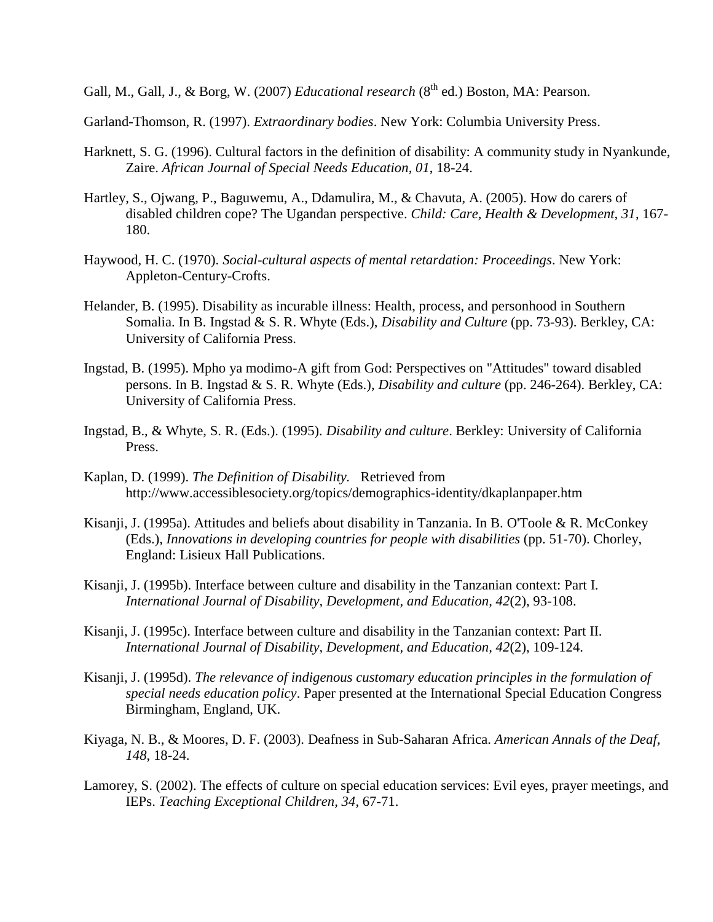Gall, M., Gall, J., & Borg, W. (2007) *Educational research* (8th ed.) Boston, MA: Pearson.

Garland-Thomson, R. (1997). *Extraordinary bodies*. New York: Columbia University Press.

Harknett, S. G. (1996). Cultural factors in the definition of disability: A community study in Nyankunde, Zaire. *African Journal of Special Needs Education, 01*, 18-24.

Hartley, S., Ojwang, P., Baguwemu, A., Ddamulira, M., & Chavuta, A. (2005). How do carers of disabled children cope? The Ugandan perspective. *Child: Care, Health & Development, 31*, 167-180.

Haywood, H. C. (1970). *Social-cultural aspects of mental retardation: Proceedings*. New York: Appleton-Century-Crofts.

Helander, B. (1995). Disability as incurable illness: Health, process, and personhood in Southern Somalia. In B. Ingstad & S. R. Whyte (Eds.), *Disability and Culture* (pp. 73-93). Berkley, CA: University of California Press.

Ingstad, B. (1995). Mpho ya modimo-A gift from God: Perspectives on "Attitudes" toward disabled persons. In B. Ingstad & S. R. Whyte (Eds.), *Disability and culture* (pp. 246-264). Berkley, CA: University of California Press.

Ingstad, B., & Whyte, S. R. (Eds.). (1995). *Disability and culture*. Berkley: University of California Press.

Kaplan, D. (1999). *The Definition of Disability.* Retrieved from http://www.accessiblesociety.org/topics/demographics-identity/dkaplanpaper.htm

Kisanji, J. (1995a). Attitudes and beliefs about disability in Tanzania. In B. O'Toole & R. McConkey (Eds.), *Innovations in developing countries for people with disabilities* (pp. 51-70). Chorley, England: Lisieux Hall Publications.

Kisanji, J. (1995b). Interface between culture and disability in the Tanzanian context: Part I. *International Journal of Disability, Development, and Education, 42*(2), 93-108.

Kisanji, J. (1995c). Interface between culture and disability in the Tanzanian context: Part II. *International Journal of Disability, Development, and Education, 42*(2), 109-124.

Kisanji, J. (1995d). *The relevance of indigenous customary education principles in the formulation of special needs education policy*. Paper presented at the International Special Education Congress Birmingham, England, UK.

Kiyaga, N. B., & Moores, D. F. (2003). Deafness in Sub-Saharan Africa. *American Annals of the Deaf, 148*, 18-24.

Lamorey, S. (2002). The effects of culture on special education services: Evil eyes, prayer meetings, and IEPs. *Teaching Exceptional Children, 34*, 67-71.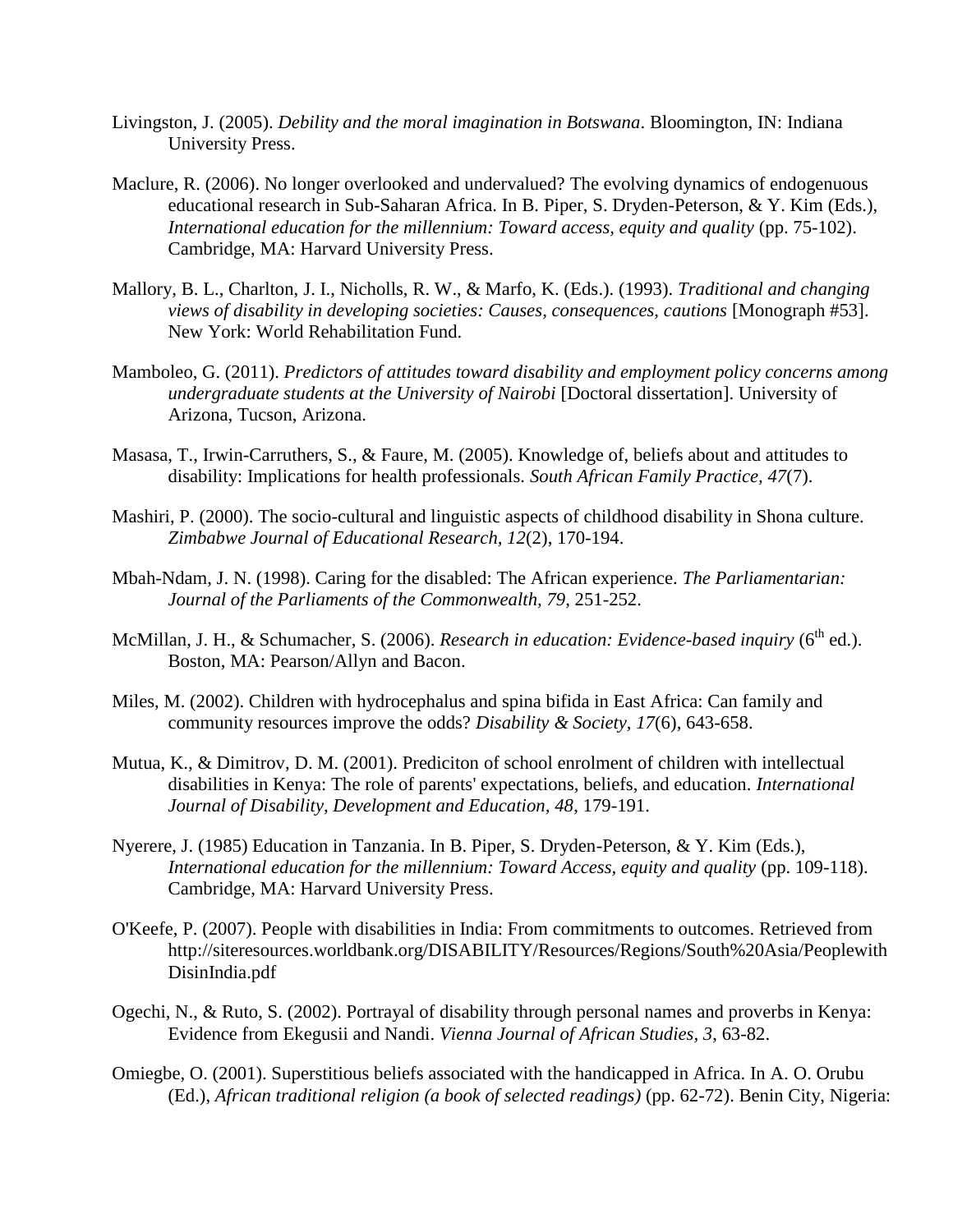Livingston, J. (2005). *Debility and the moral imagination in Botswana*. Bloomington, IN: Indiana University Press.

Maclure, R. (2006). No longer overlooked and undervalued? The evolving dynamics of endogenuous educational research in Sub-Saharan Africa. In B. Piper, S. Dryden-Peterson, & Y. Kim (Eds.), *International education for the millennium: Toward access, equity and quality* (pp. 75-102). Cambridge, MA: Harvard University Press.

Mallory, B. L., Charlton, J. I., Nicholls, R. W., & Marfo, K. (Eds.). (1993). *Traditional and changing views of disability in developing societies: Causes, consequences, cautions* [Monograph #53]. New York: World Rehabilitation Fund.

Mamboleo, G. (2011). *Predictors of attitudes toward disability and employment policy concerns among undergraduate students at the University of Nairobi* [Doctoral dissertation]. University of Arizona, Tucson, Arizona.

Masasa, T., Irwin-Carruthers, S., & Faure, M. (2005). Knowledge of, beliefs about and attitudes to disability: Implications for health professionals. *South African Family Practice, 47*(7).

Mashiri, P. (2000). The socio-cultural and linguistic aspects of childhood disability in Shona culture. *Zimbabwe Journal of Educational Research, 12*(2), 170-194.

Mbah-Ndam, J. N. (1998). Caring for the disabled: The African experience. *The Parliamentarian: Journal of the Parliaments of the Commonwealth, 79*, 251-252.

McMillan, J. H., & Schumacher, S. (2006). *Research in education: Evidence-based inquiry* (6th ed.). Boston, MA: Pearson/Allyn and Bacon.

Miles, M. (2002). Children with hydrocephalus and spina bifida in East Africa: Can family and community resources improve the odds? *Disability & Society, 17*(6), 643-658.

Mutua, K., & Dimitrov, D. M. (2001). Prediciton of school enrolment of children with intellectual disabilities in Kenya: The role of parents' expectations, beliefs, and education. *International Journal of Disability, Development and Education, 48*, 179-191.

Nyerere, J. (1985) Education in Tanzania. In B. Piper, S. Dryden-Peterson, & Y. Kim (Eds.), *International education for the millennium: Toward Access, equity and quality* (pp. 109-118). Cambridge, MA: Harvard University Press.

O'Keefe, P. (2007). People with disabilities in India: From commitments to outcomes. Retrieved from http://siteresources.worldbank.org/DISABILITY/Resources/Regions/South%20Asia/PeoplewithDisinIndia.pdf

Ogechi, N., & Ruto, S. (2002). Portrayal of disability through personal names and proverbs in Kenya: Evidence from Ekegusii and Nandi. *Vienna Journal of African Studies, 3*, 63-82.

Omiegbe, O. (2001). Superstitious beliefs associated with the handicapped in Africa. In A. O. Orubu (Ed.), *African traditional religion (a book of selected readings)* (pp. 62-72). Benin City, Nigeria: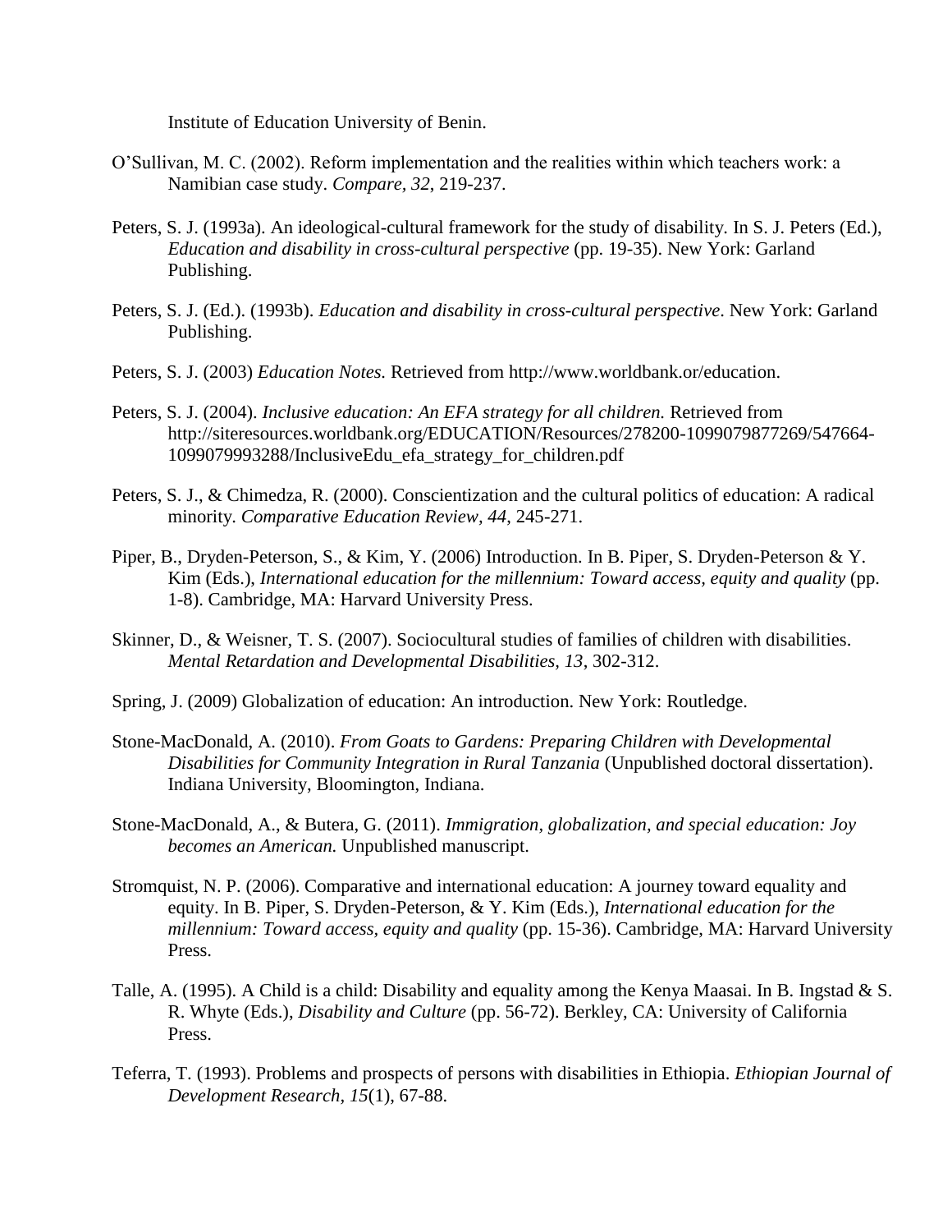Institute of Education University of Benin.

O'Sullivan, M. C. (2002). Reform implementation and the realities within which teachers work: a Namibian case study. *Compare, 32*, 219-237.

Peters, S. J. (1993a). An ideological-cultural framework for the study of disability. In S. J. Peters (Ed.), *Education and disability in cross-cultural perspective* (pp. 19-35). New York: Garland Publishing.

Peters, S. J. (Ed.). (1993b). *Education and disability in cross-cultural perspective*. New York: Garland Publishing.

Peters, S. J. (2003) *Education Notes.* Retrieved from http://www.worldbank.or/education.

Peters, S. J. (2004). *Inclusive education: An EFA strategy for all children.* Retrieved from http://siteresources.worldbank.org/EDUCATION/Resources/278200-1099079877269/547664-1099079993288/InclusiveEdu_efa_strategy_for_children.pdf

Peters, S. J., & Chimedza, R. (2000). Conscientization and the cultural politics of education: A radical minority. *Comparative Education Review, 44*, 245-271.

Piper, B., Dryden-Peterson, S., & Kim, Y. (2006) Introduction. In B. Piper, S. Dryden-Peterson & Y. Kim (Eds.), *International education for the millennium: Toward access, equity and quality* (pp. 1-8). Cambridge, MA: Harvard University Press.

Skinner, D., & Weisner, T. S. (2007). Sociocultural studies of families of children with disabilities. *Mental Retardation and Developmental Disabilities, 13*, 302-312.

Spring, J. (2009) Globalization of education: An introduction. New York: Routledge.

Stone-MacDonald, A. (2010). *From Goats to Gardens: Preparing Children with Developmental Disabilities for Community Integration in Rural Tanzania* (Unpublished doctoral dissertation). Indiana University, Bloomington, Indiana.

Stone-MacDonald, A., & Butera, G. (2011). *Immigration, globalization, and special education: Joy becomes an American.* Unpublished manuscript.

Stromquist, N. P. (2006). Comparative and international education: A journey toward equality and equity. In B. Piper, S. Dryden-Peterson, & Y. Kim (Eds.), *International education for the millennium: Toward access, equity and quality* (pp. 15-36). Cambridge, MA: Harvard University Press.

Talle, A. (1995). A Child is a child: Disability and equality among the Kenya Maasai. In B. Ingstad & S. R. Whyte (Eds.), *Disability and Culture* (pp. 56-72). Berkley, CA: University of California Press.

Teferra, T. (1993). Problems and prospects of persons with disabilities in Ethiopia. *Ethiopian Journal of Development Research, 15*(1), 67-88.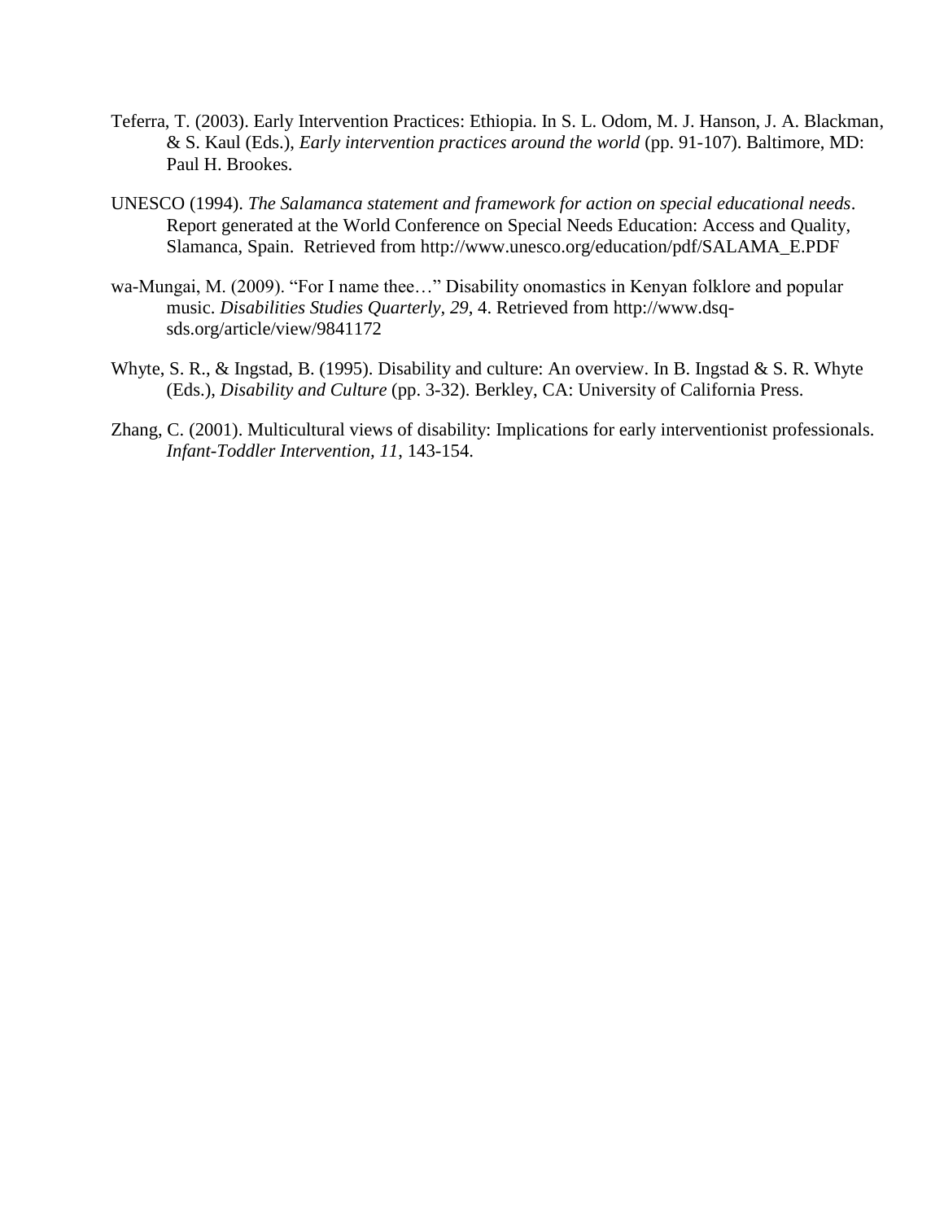Teferra, T. (2003). Early Intervention Practices: Ethiopia. In S. L. Odom, M. J. Hanson, J. A. Blackman, & S. Kaul (Eds.), *Early intervention practices around the world* (pp. 91-107). Baltimore, MD: Paul H. Brookes.

UNESCO (1994). *The Salamanca statement and framework for action on special educational needs*. Report generated at the World Conference on Special Needs Education: Access and Quality, Slamanca, Spain. Retrieved from http://www.unesco.org/education/pdf/SALAMA_E.PDF

wa-Mungai, M. (2009). "For I name thee…" Disability onomastics in Kenyan folklore and popular music. *Disabilities Studies Quarterly, 29*, 4. Retrieved from http://www.dsq-sds.org/article/view/9841172

Whyte, S. R., & Ingstad, B. (1995). Disability and culture: An overview. In B. Ingstad & S. R. Whyte (Eds.), *Disability and Culture* (pp. 3-32). Berkley, CA: University of California Press.

Zhang, C. (2001). Multicultural views of disability: Implications for early interventionist professionals. *Infant-Toddler Intervention, 11*, 143-154.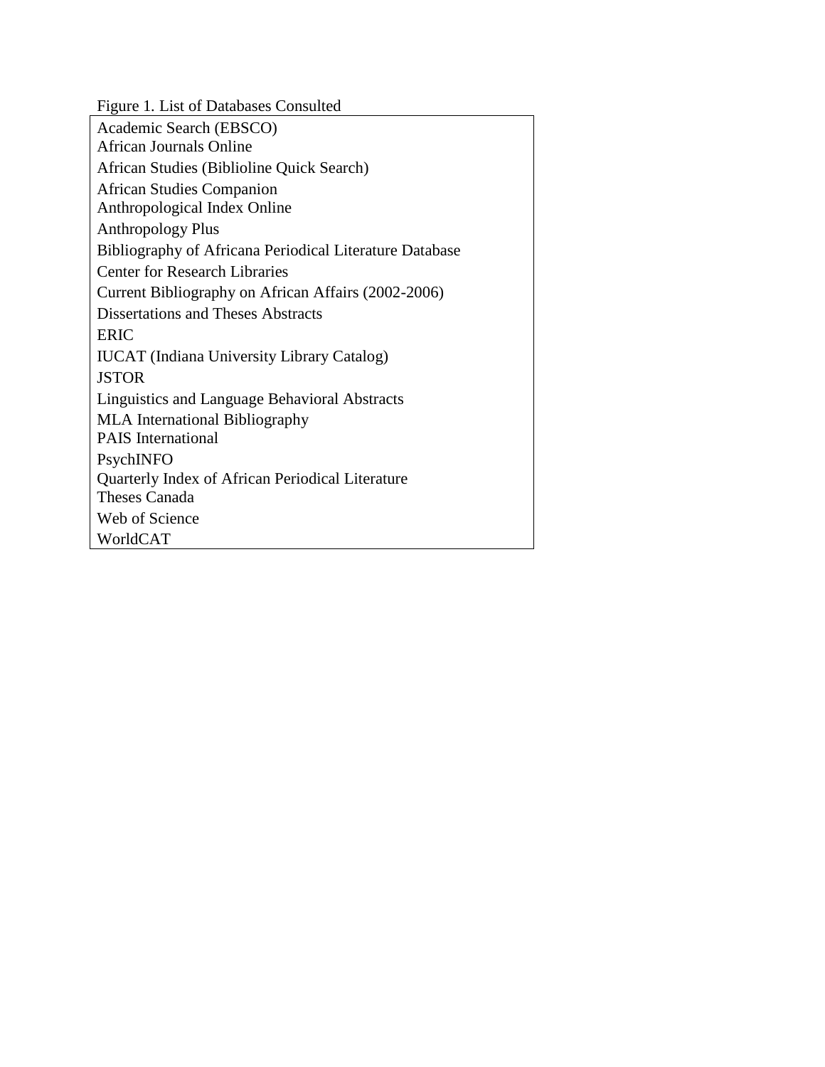Figure 1. List of Databases Consulted

| |
|---|
| Academic Search (EBSCO) |
| African Journals Online |
| African Studies (Biblioline Quick Search) |
| African Studies Companion |
| Anthropological Index Online |
| Anthropology Plus |
| Bibliography of Africana Periodical Literature Database |
| Center for Research Libraries |
| Current Bibliography on African Affairs (2002-2006) |
| Dissertations and Theses Abstracts |
| ERIC |
| IUCAT (Indiana University Library Catalog) |
| JSTOR |
| Linguistics and Language Behavioral Abstracts |
| MLA International Bibliography |
| PAIS International |
| PsychINFO |
| Quarterly Index of African Periodical Literature |
| Theses Canada |
| Web of Science |
| WorldCAT |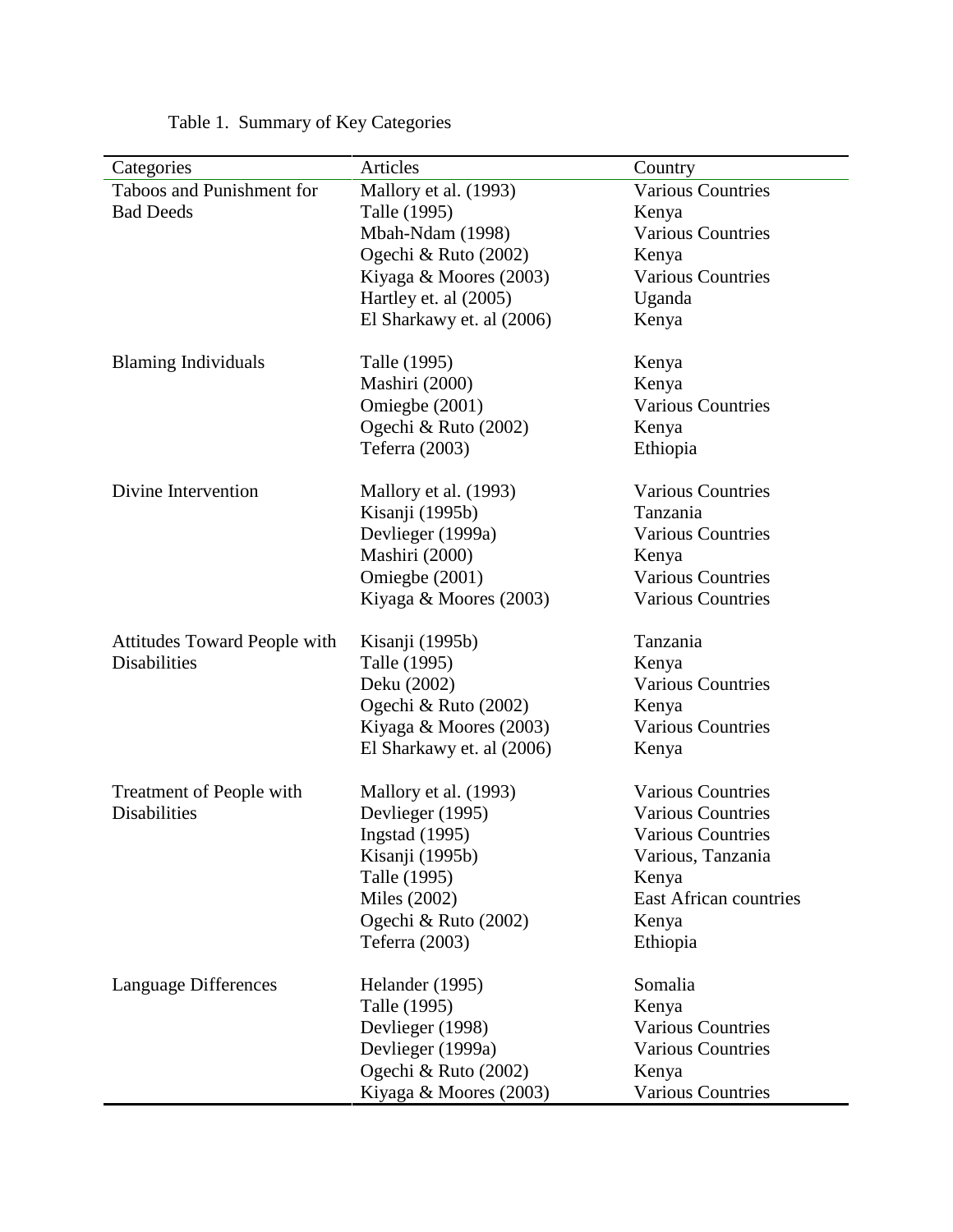Table 1. Summary of Key Categories

| Categories | Articles | Country |
|---|---|---|
| Taboos and Punishment for Bad Deeds | Mallory et al. (1993) | Various Countries |
| | Talle (1995) | Kenya |
| | Mbah-Ndam (1998) | Various Countries |
| | Ogechi & Ruto (2002) | Kenya |
| | Kiyaga & Moores (2003) | Various Countries |
| | Hartley et. al (2005) | Uganda |
| | El Sharkawy et. al (2006) | Kenya |
| Blaming Individuals | Talle (1995) | Kenya |
| | Mashiri (2000) | Kenya |
| | Omiegbe (2001) | Various Countries |
| | Ogechi & Ruto (2002) | Kenya |
| | Teferra (2003) | Ethiopia |
| Divine Intervention | Mallory et al. (1993) | Various Countries |
| | Kisanji (1995b) | Tanzania |
| | Devlieger (1999a) | Various Countries |
| | Mashiri (2000) | Kenya |
| | Omiegbe (2001) | Various Countries |
| | Kiyaga & Moores (2003) | Various Countries |
| Attitudes Toward People with Disabilities | Kisanji (1995b) | Tanzania |
| | Talle (1995) | Kenya |
| | Deku (2002) | Various Countries |
| | Ogechi & Ruto (2002) | Kenya |
| | Kiyaga & Moores (2003) | Various Countries |
| | El Sharkawy et. al (2006) | Kenya |
| Treatment of People with Disabilities | Mallory et al. (1993) | Various Countries |
| | Devlieger (1995) | Various Countries |
| | Ingstad (1995) | Various Countries |
| | Kisanji (1995b) | Various, Tanzania |
| | Talle (1995) | Kenya |
| | Miles (2002) | East African countries |
| | Ogechi & Ruto (2002) | Kenya |
| | Teferra (2003) | Ethiopia |
| Language Differences | Helander (1995) | Somalia |
| | Talle (1995) | Kenya |
| | Devlieger (1998) | Various Countries |
| | Devlieger (1999a) | Various Countries |
| | Ogechi & Ruto (2002) | Kenya |
| | Kiyaga & Moores (2003) | Various Countries |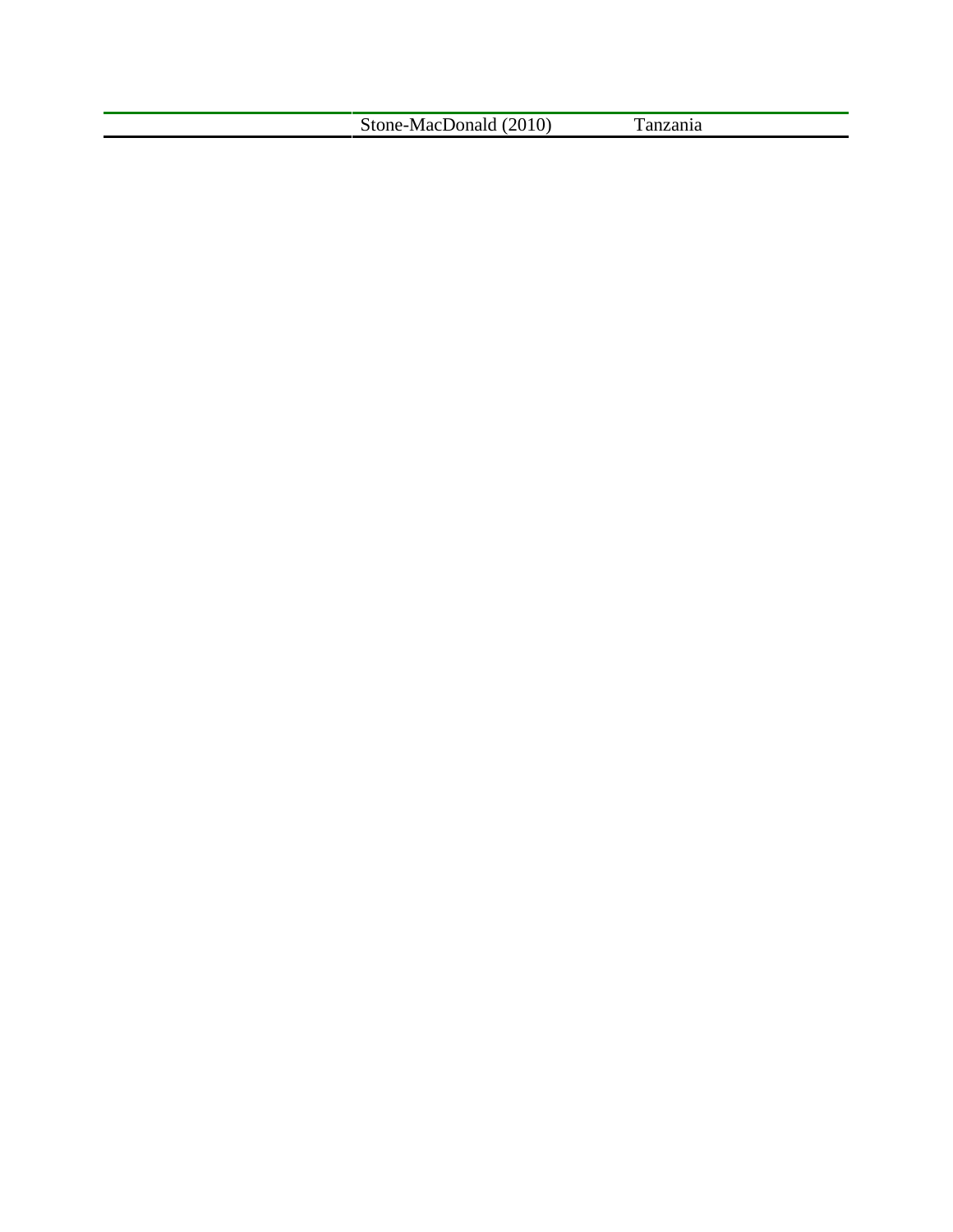| | | |
|---|---|---|
| | Stone-MacDonald (2010) | Tanzania |